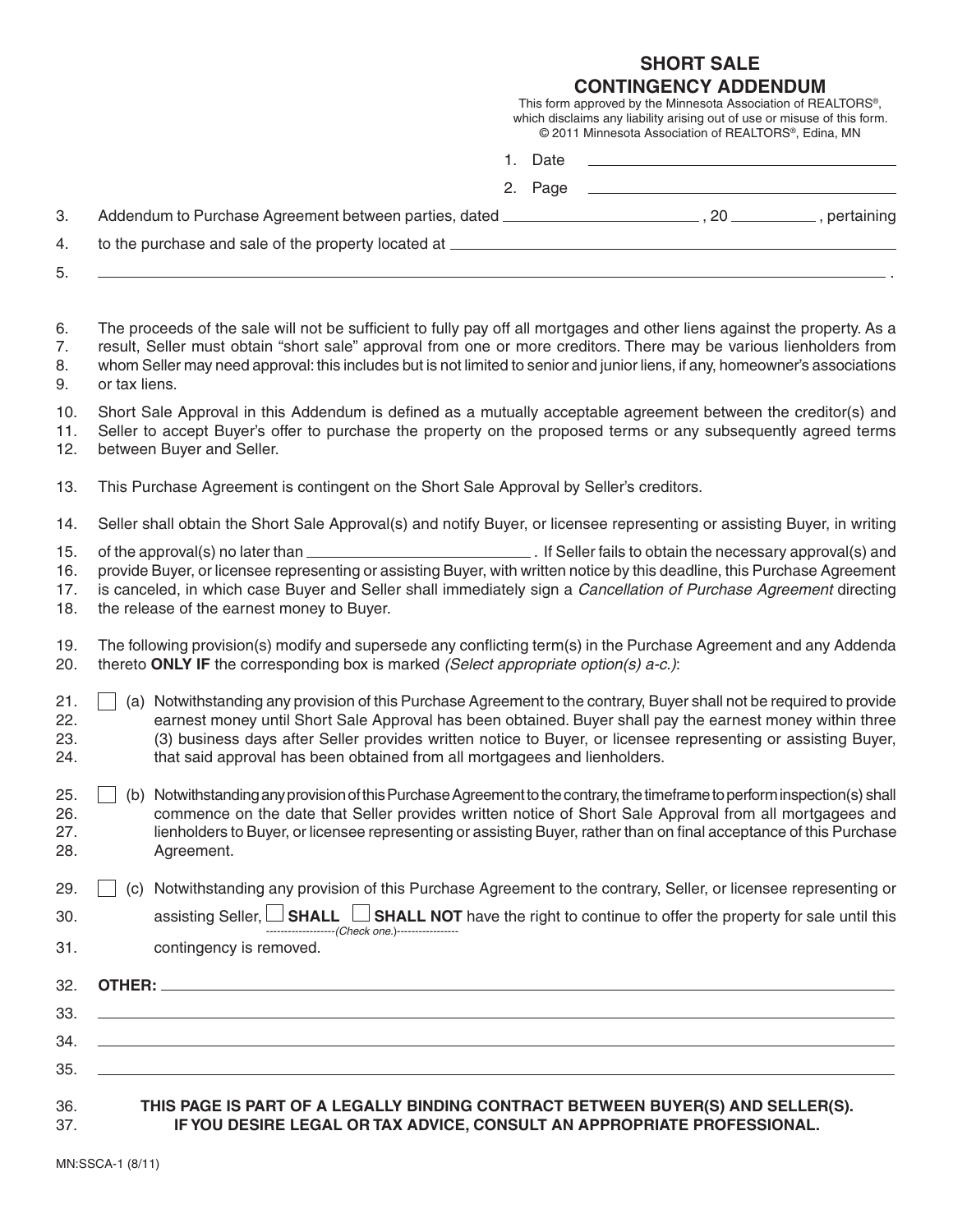# SHORT SALE CONTINGENCY ADDENDUM

This form approved by the Minnesota Association of REALTORS®, which disclaims any liability arising out of use or misuse of this form. © 2011 Minnesota Association of REALTORS®, Edina, MN

1. Date ______________________________
2. Page ______________________________

3. Addendum to Purchase Agreement between parties, dated ____________________, 20 ________, pertaining
4. to the purchase and sale of the property located at ______________________________________________
5. ______________________________________________________________________________.

6. The proceeds of the sale will not be sufficient to fully pay off all mortgages and other liens against the property. As a
7. result, Seller must obtain "short sale" approval from one or more creditors. There may be various lienholders from
8. whom Seller may need approval: this includes but is not limited to senior and junior liens, if any, homeowner's associations
9. or tax liens.

10. Short Sale Approval in this Addendum is defined as a mutually acceptable agreement between the creditor(s) and
11. Seller to accept Buyer's offer to purchase the property on the proposed terms or any subsequently agreed terms
12. between Buyer and Seller.

13. This Purchase Agreement is contingent on the Short Sale Approval by Seller's creditors.

14. Seller shall obtain the Short Sale Approval(s) and notify Buyer, or licensee representing or assisting Buyer, in writing
15. of the approval(s) no later than ______________________. If Seller fails to obtain the necessary approval(s) and
16. provide Buyer, or licensee representing or assisting Buyer, with written notice by this deadline, this Purchase Agreement
17. is canceled, in which case Buyer and Seller shall immediately sign a *Cancellation of Purchase Agreement* directing
18. the release of the earnest money to Buyer.

19. The following provision(s) modify and supersede any conflicting term(s) in the Purchase Agreement and any Addenda
20. thereto **ONLY IF** the corresponding box is marked *(Select appropriate option(s) a-c.)*:

21. ☐ (a) Notwithstanding any provision of this Purchase Agreement to the contrary, Buyer shall not be required to provide
22. earnest money until Short Sale Approval has been obtained. Buyer shall pay the earnest money within three
23. (3) business days after Seller provides written notice to Buyer, or licensee representing or assisting Buyer,
24. that said approval has been obtained from all mortgagees and lienholders.

25. ☐ (b) Notwithstanding any provision of this Purchase Agreement to the contrary, the timeframe to perform inspection(s) shall
26. commence on the date that Seller provides written notice of Short Sale Approval from all mortgagees and
27. lienholders to Buyer, or licensee representing or assisting Buyer, rather than on final acceptance of this Purchase
28. Agreement.

29. ☐ (c) Notwithstanding any provision of this Purchase Agreement to the contrary, Seller, or licensee representing or
30. assisting Seller, ☐ **SHALL** ☐ **SHALL NOT** *(Check one.)* have the right to continue to offer the property for sale until this
31. contingency is removed.

32. **OTHER:** ______________________________________________________________________________
33. ______________________________________________________________________________
34. ______________________________________________________________________________
35. ______________________________________________________________________________

36. **THIS PAGE IS PART OF A LEGALLY BINDING CONTRACT BETWEEN BUYER(S) AND SELLER(S).**
37. **IF YOU DESIRE LEGAL OR TAX ADVICE, CONSULT AN APPROPRIATE PROFESSIONAL.**

MN:SSCA-1 (8/11)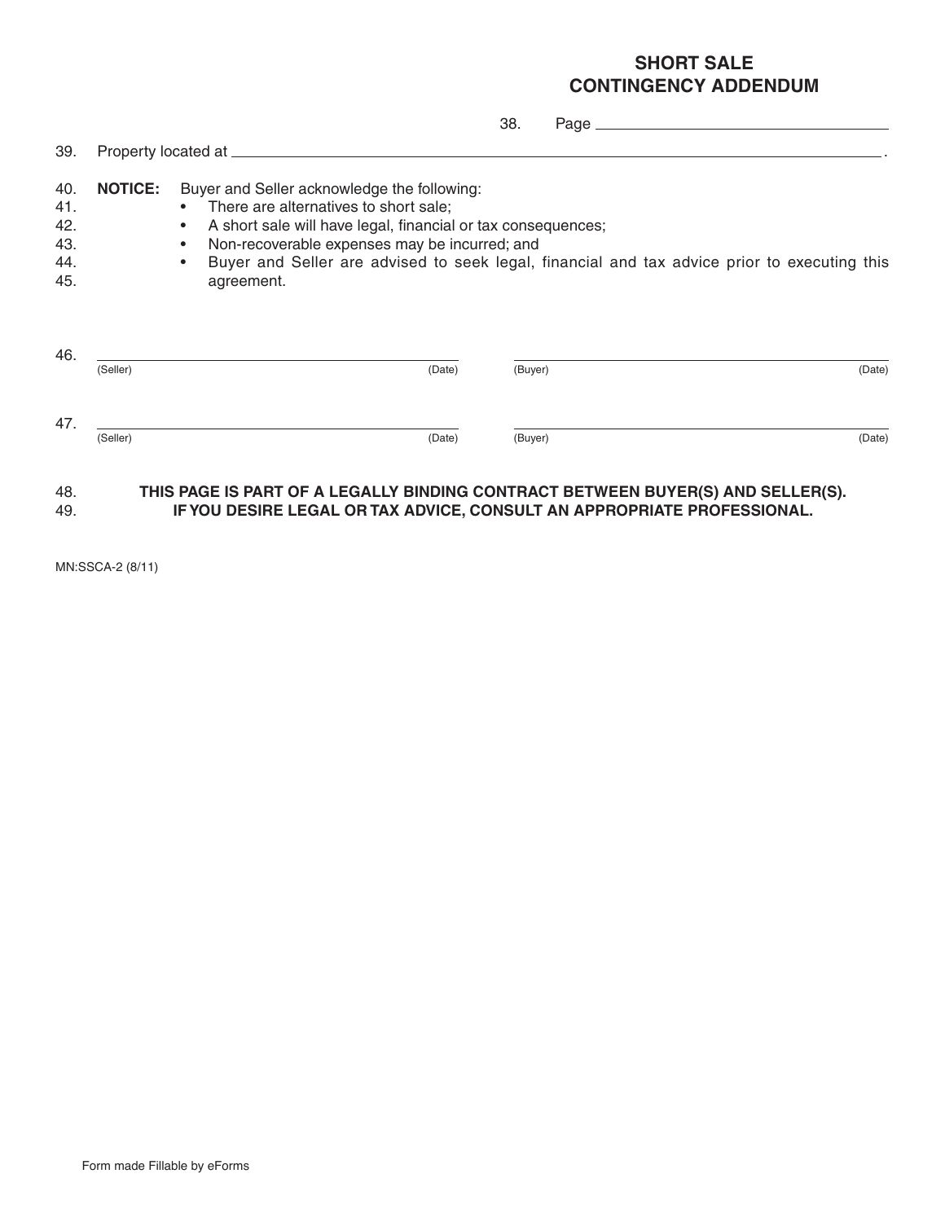# SHORT SALE CONTINGENCY ADDENDUM

38. Page ____________________

39. Property located at ____________________________________________.

40. **NOTICE:** Buyer and Seller acknowledge the following:
41. - There are alternatives to short sale;
42. - A short sale will have legal, financial or tax consequences;
43. - Non-recoverable expenses may be incurred; and
44. - Buyer and Seller are advised to seek legal, financial and tax advice prior to executing this
45. agreement.

46. ______________________ (Seller) (Date) ______________________ (Buyer) (Date)

47. ______________________ (Seller) (Date) ______________________ (Buyer) (Date)

48. **THIS PAGE IS PART OF A LEGALLY BINDING CONTRACT BETWEEN BUYER(S) AND SELLER(S).**
49. **IF YOU DESIRE LEGAL OR TAX ADVICE, CONSULT AN APPROPRIATE PROFESSIONAL.**

MN:SSCA-2 (8/11)

Form made Fillable by eForms